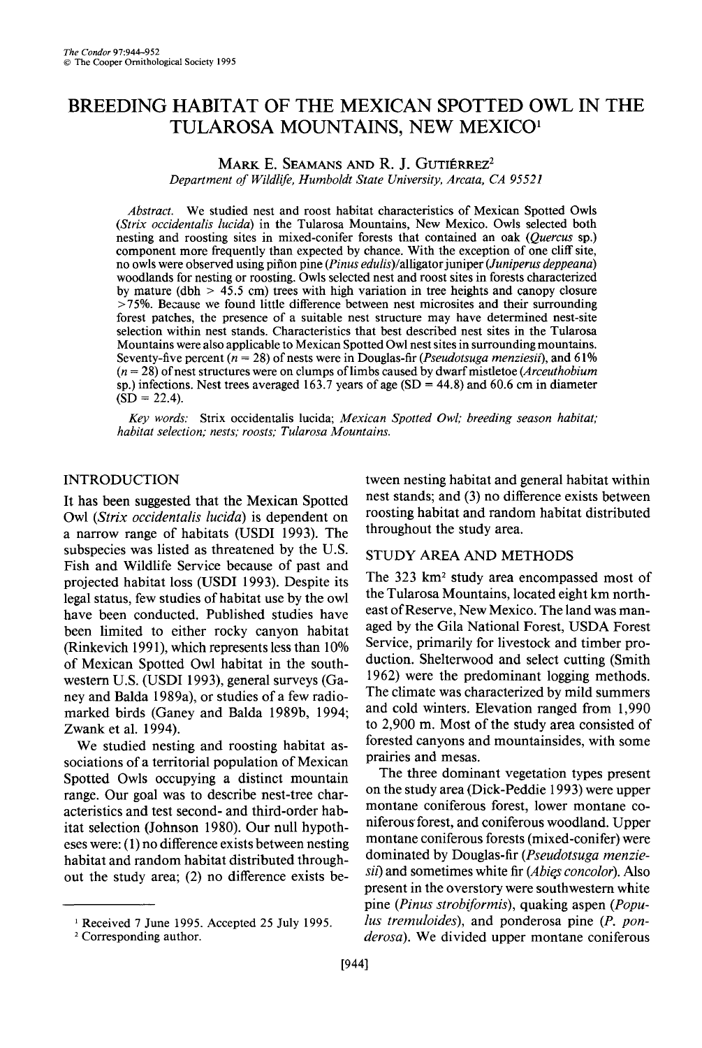# BREEDING HABITAT OF THE MEXICAN SPOTTED OWL IN THE TULAROSA MOUNTAINS, NEW MEXICO[1]

MARK E. SEAMANS AND R. J. GUTIÉRREZ[2]

*Department of Wildlife, Humboldt State University, Arcata, CA 95521*

*Abstract.* We studied nest and roost habitat characteristics of Mexican Spotted Owls (*Strix occidentalis lucida*) in the Tularosa Mountains, New Mexico. Owls selected both nesting and roosting sites in mixed-conifer forests that contained an oak (*Quercus* sp.) component more frequently than expected by chance. With the exception of one cliff site, no owls were observed using piñon pine (*Pinus edulis*)/alligator juniper (*Juniperus deppeana*) woodlands for nesting or roosting. Owls selected nest and roost sites in forests characterized by mature (dbh > 45.5 cm) trees with high variation in tree heights and canopy closure >75%. Because we found little difference between nest microsites and their surrounding forest patches, the presence of a suitable nest structure may have determined nest-site selection within nest stands. Characteristics that best described nest sites in the Tularosa Mountains were also applicable to Mexican Spotted Owl nest sites in surrounding mountains. Seventy-five percent ($n = 28$) of nests were in Douglas-fir (*Pseudotsuga menziesii*), and 61% ($n = 28$) of nest structures were on clumps of limbs caused by dwarf mistletoe (*Arceuthobium* sp.) infections. Nest trees averaged 163.7 years of age (SD = 44.8) and 60.6 cm in diameter (SD = 22.4).

*Key words:* Strix occidentalis lucida; *Mexican Spotted Owl; breeding season habitat; habitat selection; nests; roosts; Tularosa Mountains.*

## INTRODUCTION

It has been suggested that the Mexican Spotted Owl (*Strix occidentalis lucida*) is dependent on a narrow range of habitats (USDI 1993). The subspecies was listed as threatened by the U.S. Fish and Wildlife Service because of past and projected habitat loss (USDI 1993). Despite its legal status, few studies of habitat use by the owl have been conducted. Published studies have been limited to either rocky canyon habitat (Rinkevich 1991), which represents less than 10% of Mexican Spotted Owl habitat in the southwestern U.S. (USDI 1993), general surveys (Ganey and Balda 1989a), or studies of a few radio-marked birds (Ganey and Balda 1989b, 1994; Zwank et al. 1994).

We studied nesting and roosting habitat associations of a territorial population of Mexican Spotted Owls occupying a distinct mountain range. Our goal was to describe nest-tree characteristics and test second- and third-order habitat selection (Johnson 1980). Our null hypotheses were: (1) no difference exists between nesting habitat and random habitat distributed throughout the study area; (2) no difference exists between nesting habitat and general habitat within nest stands; and (3) no difference exists between roosting habitat and random habitat distributed throughout the study area.

## STUDY AREA AND METHODS

The 323 km² study area encompassed most of the Tularosa Mountains, located eight km northeast of Reserve, New Mexico. The land was managed by the Gila National Forest, USDA Forest Service, primarily for livestock and timber production. Shelterwood and select cutting (Smith 1962) were the predominant logging methods. The climate was characterized by mild summers and cold winters. Elevation ranged from 1,990 to 2,900 m. Most of the study area consisted of forested canyons and mountainsides, with some prairies and mesas.

The three dominant vegetation types present on the study area (Dick-Peddie 1993) were upper montane coniferous forest, lower montane coniferous forest, and coniferous woodland. Upper montane coniferous forests (mixed-conifer) were dominated by Douglas-fir (*Pseudotsuga menziesii*) and sometimes white fir (*Abies concolor*). Also present in the overstory were southwestern white pine (*Pinus strobiformis*), quaking aspen (*Populus tremuloides*), and ponderosa pine (*P. ponderosa*). We divided upper montane coniferous

[1] Received 7 June 1995. Accepted 25 July 1995.

[2] Corresponding author.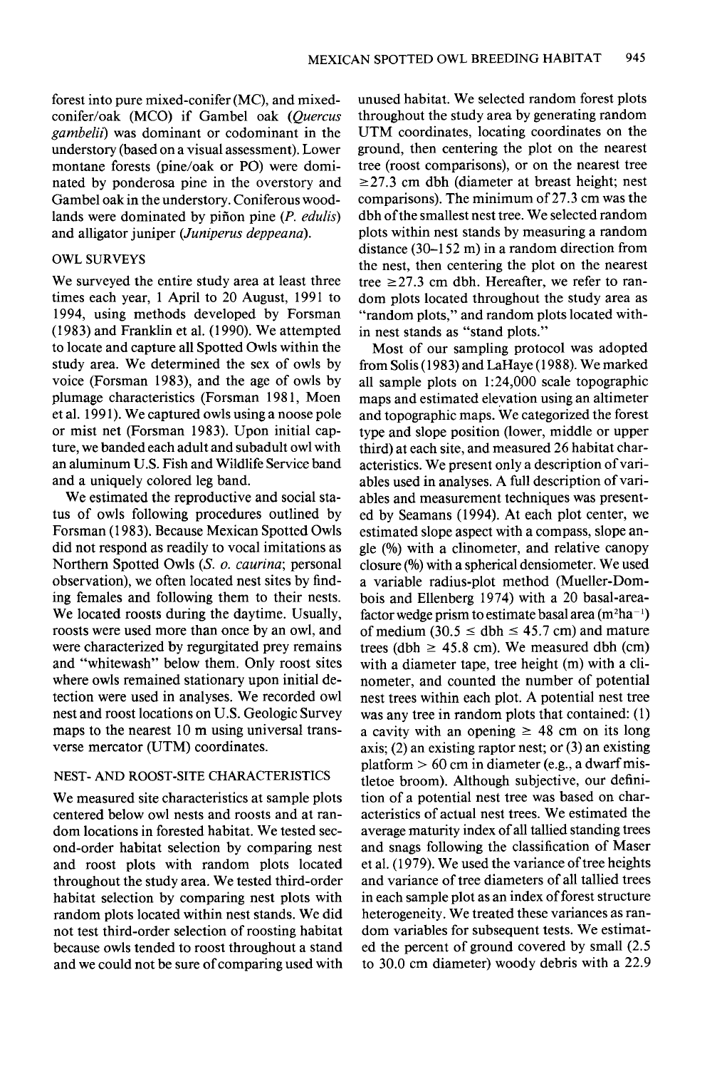forest into pure mixed-conifer (MC), and mixed-conifer/oak (MCO) if Gambel oak (*Quercus gambelii*) was dominant or codominant in the understory (based on a visual assessment). Lower montane forests (pine/oak or PO) were dominated by ponderosa pine in the overstory and Gambel oak in the understory. Coniferous woodlands were dominated by piñon pine (*P. edulis*) and alligator juniper (*Juniperus deppeana*).

## OWL SURVEYS

We surveyed the entire study area at least three times each year, 1 April to 20 August, 1991 to 1994, using methods developed by Forsman (1983) and Franklin et al. (1990). We attempted to locate and capture all Spotted Owls within the study area. We determined the sex of owls by voice (Forsman 1983), and the age of owls by plumage characteristics (Forsman 1981, Moen et al. 1991). We captured owls using a noose pole or mist net (Forsman 1983). Upon initial capture, we banded each adult and subadult owl with an aluminum U.S. Fish and Wildlife Service band and a uniquely colored leg band.

We estimated the reproductive and social status of owls following procedures outlined by Forsman (1983). Because Mexican Spotted Owls did not respond as readily to vocal imitations as Northern Spotted Owls (*S. o. caurina*; personal observation), we often located nest sites by finding females and following them to their nests. We located roosts during the daytime. Usually, roosts were used more than once by an owl, and were characterized by regurgitated prey remains and "whitewash" below them. Only roost sites where owls remained stationary upon initial detection were used in analyses. We recorded owl nest and roost locations on U.S. Geologic Survey maps to the nearest 10 m using universal transverse mercator (UTM) coordinates.

## NEST- AND ROOST-SITE CHARACTERISTICS

We measured site characteristics at sample plots centered below owl nests and roosts and at random locations in forested habitat. We tested second-order habitat selection by comparing nest and roost plots with random plots located throughout the study area. We tested third-order habitat selection by comparing nest plots with random plots located within nest stands. We did not test third-order selection of roosting habitat because owls tended to roost throughout a stand and we could not be sure of comparing used with unused habitat. We selected random forest plots throughout the study area by generating random UTM coordinates, locating coordinates on the ground, then centering the plot on the nearest tree (roost comparisons), or on the nearest tree ≥27.3 cm dbh (diameter at breast height; nest comparisons). The minimum of 27.3 cm was the dbh of the smallest nest tree. We selected random plots within nest stands by measuring a random distance (30–152 m) in a random direction from the nest, then centering the plot on the nearest tree ≥27.3 cm dbh. Hereafter, we refer to random plots located throughout the study area as "random plots," and random plots located within nest stands as "stand plots."

Most of our sampling protocol was adopted from Solis (1983) and LaHaye (1988). We marked all sample plots on 1:24,000 scale topographic maps and estimated elevation using an altimeter and topographic maps. We categorized the forest type and slope position (lower, middle or upper third) at each site, and measured 26 habitat characteristics. We present only a description of variables used in analyses. A full description of variables and measurement techniques was presented by Seamans (1994). At each plot center, we estimated slope aspect with a compass, slope angle (%) with a clinometer, and relative canopy closure (%) with a spherical densiometer. We used a variable radius-plot method (Mueller-Dombois and Ellenberg 1974) with a 20 basal-area-factor wedge prism to estimate basal area ($m^2ha^{-1}$) of medium ($30.5 \leq$ dbh $\leq 45.7$ cm) and mature trees (dbh $\geq 45.8$ cm). We measured dbh (cm) with a diameter tape, tree height (m) with a clinometer, and counted the number of potential nest trees within each plot. A potential nest tree was any tree in random plots that contained: (1) a cavity with an opening ≥ 48 cm on its long axis; (2) an existing raptor nest; or (3) an existing platform > 60 cm in diameter (e.g., a dwarf mistletoe broom). Although subjective, our definition of a potential nest tree was based on characteristics of actual nest trees. We estimated the average maturity index of all tallied standing trees and snags following the classification of Maser et al. (1979). We used the variance of tree heights and variance of tree diameters of all tallied trees in each sample plot as an index of forest structure heterogeneity. We treated these variances as random variables for subsequent tests. We estimated the percent of ground covered by small (2.5 to 30.0 cm diameter) woody debris with a 22.9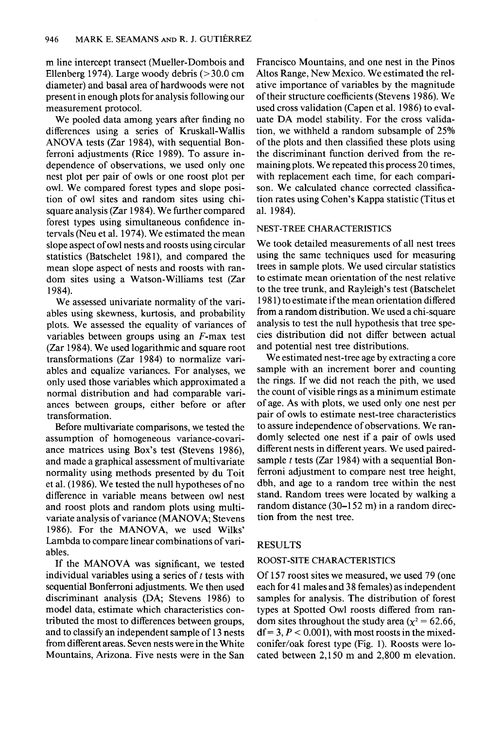m line intercept transect (Mueller-Dombois and Ellenberg 1974). Large woody debris (>30.0 cm diameter) and basal area of hardwoods were not present in enough plots for analysis following our measurement protocol.

We pooled data among years after finding no differences using a series of Kruskall-Wallis ANOVA tests (Zar 1984), with sequential Bonferroni adjustments (Rice 1989). To assure independence of observations, we used only one nest plot per pair of owls or one roost plot per owl. We compared forest types and slope position of owl sites and random sites using chi-square analysis (Zar 1984). We further compared forest types using simultaneous confidence intervals (Neu et al. 1974). We estimated the mean slope aspect of owl nests and roosts using circular statistics (Batschelet 1981), and compared the mean slope aspect of nests and roosts with random sites using a Watson-Williams test (Zar 1984).

We assessed univariate normality of the variables using skewness, kurtosis, and probability plots. We assessed the equality of variances of variables between groups using an *F*-max test (Zar 1984). We used logarithmic and square root transformations (Zar 1984) to normalize variables and equalize variances. For analyses, we only used those variables which approximated a normal distribution and had comparable variances between groups, either before or after transformation.

Before multivariate comparisons, we tested the assumption of homogeneous variance-covariance matrices using Box's test (Stevens 1986), and made a graphical assessment of multivariate normality using methods presented by du Toit et al. (1986). We tested the null hypotheses of no difference in variable means between owl nest and roost plots and random plots using multivariate analysis of variance (MANOVA; Stevens 1986). For the MANOVA, we used Wilks' Lambda to compare linear combinations of variables.

If the MANOVA was significant, we tested individual variables using a series of *t* tests with sequential Bonferroni adjustments. We then used discriminant analysis (DA; Stevens 1986) to model data, estimate which characteristics contributed the most to differences between groups, and to classify an independent sample of 13 nests from different areas. Seven nests were in the White Mountains, Arizona. Five nests were in the San Francisco Mountains, and one nest in the Pinos Altos Range, New Mexico. We estimated the relative importance of variables by the magnitude of their structure coefficients (Stevens 1986). We used cross validation (Capen et al. 1986) to evaluate DA model stability. For the cross validation, we withheld a random subsample of 25% of the plots and then classified these plots using the discriminant function derived from the remaining plots. We repeated this process 20 times, with replacement each time, for each comparison. We calculated chance corrected classification rates using Cohen's Kappa statistic (Titus et al. 1984).

### NEST-TREE CHARACTERISTICS

We took detailed measurements of all nest trees using the same techniques used for measuring trees in sample plots. We used circular statistics to estimate mean orientation of the nest relative to the tree trunk, and Rayleigh's test (Batschelet 1981) to estimate if the mean orientation differed from a random distribution. We used a chi-square analysis to test the null hypothesis that tree species distribution did not differ between actual and potential nest tree distributions.

We estimated nest-tree age by extracting a core sample with an increment borer and counting the rings. If we did not reach the pith, we used the count of visible rings as a minimum estimate of age. As with plots, we used only one nest per pair of owls to estimate nest-tree characteristics to assure independence of observations. We randomly selected one nest if a pair of owls used different nests in different years. We used paired-sample *t* tests (Zar 1984) with a sequential Bonferroni adjustment to compare nest tree height, dbh, and age to a random tree within the nest stand. Random trees were located by walking a random distance (30–152 m) in a random direction from the nest tree.

## RESULTS

### ROOST-SITE CHARACTERISTICS

Of 157 roost sites we measured, we used 79 (one each for 41 males and 38 females) as independent samples for analysis. The distribution of forest types at Spotted Owl roosts differed from random sites throughout the study area ($\chi^2 = 62.66$, df = 3, $P < 0.001$), with most roosts in the mixed-conifer/oak forest type (Fig. 1). Roosts were located between 2,150 m and 2,800 m elevation.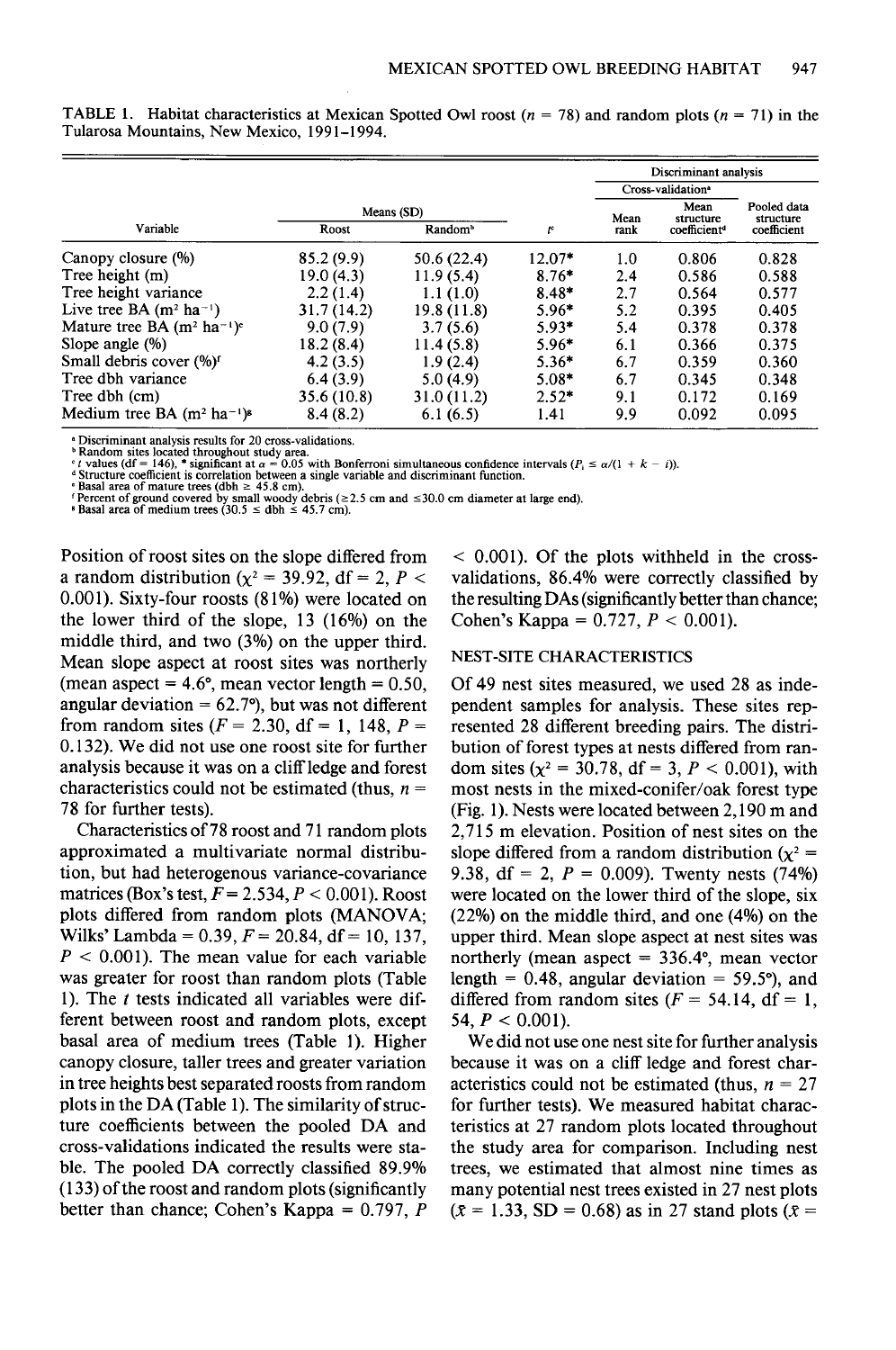TABLE 1. Habitat characteristics at Mexican Spotted Owl roost ($n = 78$) and random plots ($n = 71$) in the Tularosa Mountains, New Mexico, 1991–1994.

| Variable | Means (SD) | | | Discriminant analysis | | |
|---|---|---|---|---|---|---|
| | | | | Cross-validation[a] | | |
| | Roost | Random[b] | $t$[c] | Mean rank | Mean structure coefficient[d] | Pooled data structure coefficient |
| Canopy closure (%) | 85.2 (9.9) | 50.6 (22.4) | 12.07* | 1.0 | 0.806 | 0.828 |
| Tree height (m) | 19.0 (4.3) | 11.9 (5.4) | 8.76* | 2.4 | 0.586 | 0.588 |
| Tree height variance | 2.2 (1.4) | 1.1 (1.0) | 8.48* | 2.7 | 0.564 | 0.577 |
| Live tree BA ($m^2$ $ha^{-1}$) | 31.7 (14.2) | 19.8 (11.8) | 5.96* | 5.2 | 0.395 | 0.405 |
| Mature tree BA ($m^2$ $ha^{-1}$)[e] | 9.0 (7.9) | 3.7 (5.6) | 5.93* | 5.4 | 0.378 | 0.378 |
| Slope angle (%) | 18.2 (8.4) | 11.4 (5.8) | 5.96* | 6.1 | 0.366 | 0.375 |
| Small debris cover (%)[f] | 4.2 (3.5) | 1.9 (2.4) | 5.36* | 6.7 | 0.359 | 0.360 |
| Tree dbh variance | 6.4 (3.9) | 5.0 (4.9) | 5.08* | 6.7 | 0.345 | 0.348 |
| Tree dbh (cm) | 35.6 (10.8) | 31.0 (11.2) | 2.52* | 9.1 | 0.172 | 0.169 |
| Medium tree BA ($m^2$ $ha^{-1}$)[g] | 8.4 (8.2) | 6.1 (6.5) | 1.41 | 9.9 | 0.092 | 0.095 |

[a] Discriminant analysis results for 20 cross-validations.
[b] Random sites located throughout study area.
[c] $t$ values (df = 146), * significant at $\alpha = 0.05$ with Bonferroni simultaneous confidence intervals ($P_i \leq \alpha/(1 + k - i)$).
[d] Structure coefficient is correlation between a single variable and discriminant function.
[e] Basal area of mature trees (dbh $\geq$ 45.8 cm).
[f] Percent of ground covered by small woody debris ($\geq$2.5 cm and $\leq$30.0 cm diameter at large end).
[g] Basal area of medium trees (30.5 $\leq$ dbh $\leq$ 45.7 cm).

Position of roost sites on the slope differed from a random distribution ($\chi^2 = 39.92$, df = 2, $P < 0.001$). Sixty-four roosts (81%) were located on the lower third of the slope, 13 (16%) on the middle third, and two (3%) on the upper third. Mean slope aspect at roost sites was northerly (mean aspect = 4.6°, mean vector length = 0.50, angular deviation = 62.7°), but was not different from random sites ($F = 2.30$, df = 1, 148, $P = 0.132$). We did not use one roost site for further analysis because it was on a cliff ledge and forest characteristics could not be estimated (thus, $n = 78$ for further tests).

Characteristics of 78 roost and 71 random plots approximated a multivariate normal distribution, but had heterogenous variance-covariance matrices (Box's test, $F = 2.534$, $P < 0.001$). Roost plots differed from random plots (MANOVA; Wilks' Lambda = 0.39, $F = 20.84$, df = 10, 137, $P < 0.001$). The mean value for each variable was greater for roost than random plots (Table 1). The $t$ tests indicated all variables were different between roost and random plots, except basal area of medium trees (Table 1). Higher canopy closure, taller trees and greater variation in tree heights best separated roosts from random plots in the DA (Table 1). The similarity of structure coefficients between the pooled DA and cross-validations indicated the results were stable. The pooled DA correctly classified 89.9% (133) of the roost and random plots (significantly better than chance; Cohen's Kappa = 0.797, $P < 0.001$). Of the plots withheld in the cross-validations, 86.4% were correctly classified by the resulting DAs (significantly better than chance; Cohen's Kappa = 0.727, $P < 0.001$).

### NEST-SITE CHARACTERISTICS

Of 49 nest sites measured, we used 28 as independent samples for analysis. These sites represented 28 different breeding pairs. The distribution of forest types at nests differed from random sites ($\chi^2 = 30.78$, df = 3, $P < 0.001$), with most nests in the mixed-conifer/oak forest type (Fig. 1). Nests were located between 2,190 m and 2,715 m elevation. Position of nest sites on the slope differed from a random distribution ($\chi^2 = 9.38$, df = 2, $P = 0.009$). Twenty nests (74%) were located on the lower third of the slope, six (22%) on the middle third, and one (4%) on the upper third. Mean slope aspect at nest sites was northerly (mean aspect = 336.4°, mean vector length = 0.48, angular deviation = 59.5°), and differed from random sites ($F = 54.14$, df = 1, 54, $P < 0.001$).

We did not use one nest site for further analysis because it was on a cliff ledge and forest characteristics could not be estimated (thus, $n = 27$ for further tests). We measured habitat characteristics at 27 random plots located throughout the study area for comparison. Including nest trees, we estimated that almost nine times as many potential nest trees existed in 27 nest plots ($\bar{x} = 1.33$, SD = 0.68) as in 27 stand plots ($\bar{x} =$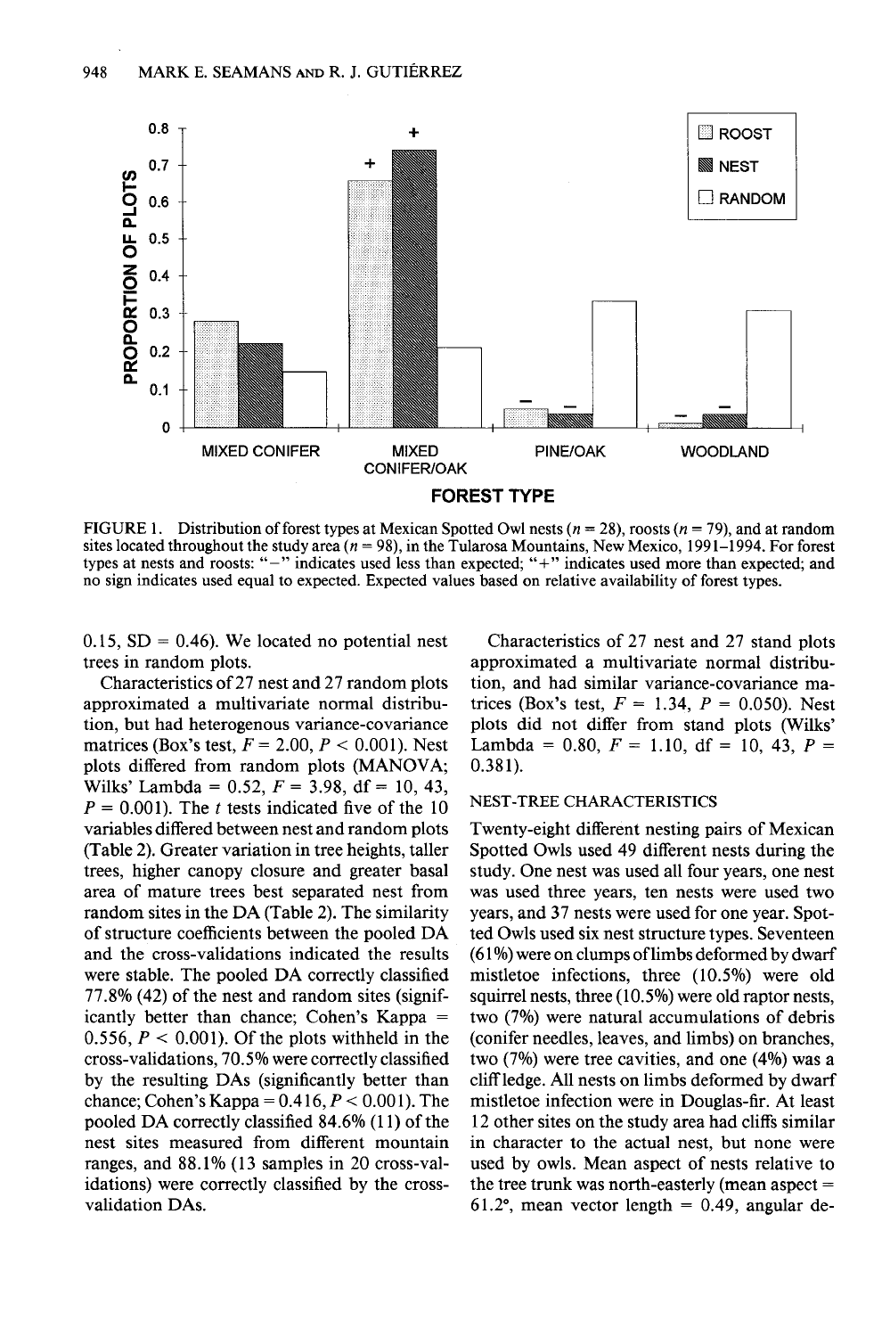FIGURE 1. Distribution of forest types at Mexican Spotted Owl nests ($n = 28$), roosts ($n = 79$), and at random sites located throughout the study area ($n = 98$), in the Tularosa Mountains, New Mexico, 1991–1994. For forest types at nests and roosts: "−" indicates used less than expected; "+" indicates used more than expected; and no sign indicates used equal to expected. Expected values based on relative availability of forest types.

0.15, SD = 0.46). We located no potential nest trees in random plots.

Characteristics of 27 nest and 27 random plots approximated a multivariate normal distribution, but had heterogenous variance-covariance matrices (Box's test, $F = 2.00$, $P < 0.001$). Nest plots differed from random plots (MANOVA; Wilks' Lambda = 0.52, $F = 3.98$, df = 10, 43, $P = 0.001$). The $t$ tests indicated five of the 10 variables differed between nest and random plots (Table 2). Greater variation in tree heights, taller trees, higher canopy closure and greater basal area of mature trees best separated nest from random sites in the DA (Table 2). The similarity of structure coefficients between the pooled DA and the cross-validations indicated the results were stable. The pooled DA correctly classified 77.8% (42) of the nest and random sites (significantly better than chance; Cohen's Kappa = 0.556, $P < 0.001$). Of the plots withheld in the cross-validations, 70.5% were correctly classified by the resulting DAs (significantly better than chance; Cohen's Kappa = 0.416, $P < 0.001$). The pooled DA correctly classified 84.6% (11) of the nest sites measured from different mountain ranges, and 88.1% (13 samples in 20 cross-validations) were correctly classified by the cross-validation DAs.

Characteristics of 27 nest and 27 stand plots approximated a multivariate normal distribution, and had similar variance-covariance matrices (Box's test, $F = 1.34$, $P = 0.050$). Nest plots did not differ from stand plots (Wilks' Lambda = 0.80, $F = 1.10$, df = 10, 43, $P = 0.381$).

## NEST-TREE CHARACTERISTICS

Twenty-eight different nesting pairs of Mexican Spotted Owls used 49 different nests during the study. One nest was used all four years, one nest was used three years, ten nests were used two years, and 37 nests were used for one year. Spotted Owls used six nest structure types. Seventeen (61%) were on clumps of limbs deformed by dwarf mistletoe infections, three (10.5%) were old squirrel nests, three (10.5%) were old raptor nests, two (7%) were natural accumulations of debris (conifer needles, leaves, and limbs) on branches, two (7%) were tree cavities, and one (4%) was a cliff ledge. All nests on limbs deformed by dwarf mistletoe infection were in Douglas-fir. At least 12 other sites on the study area had cliffs similar in character to the actual nest, but none were used by owls. Mean aspect of nests relative to the tree trunk was north-easterly (mean aspect = 61.2°, mean vector length = 0.49, angular de-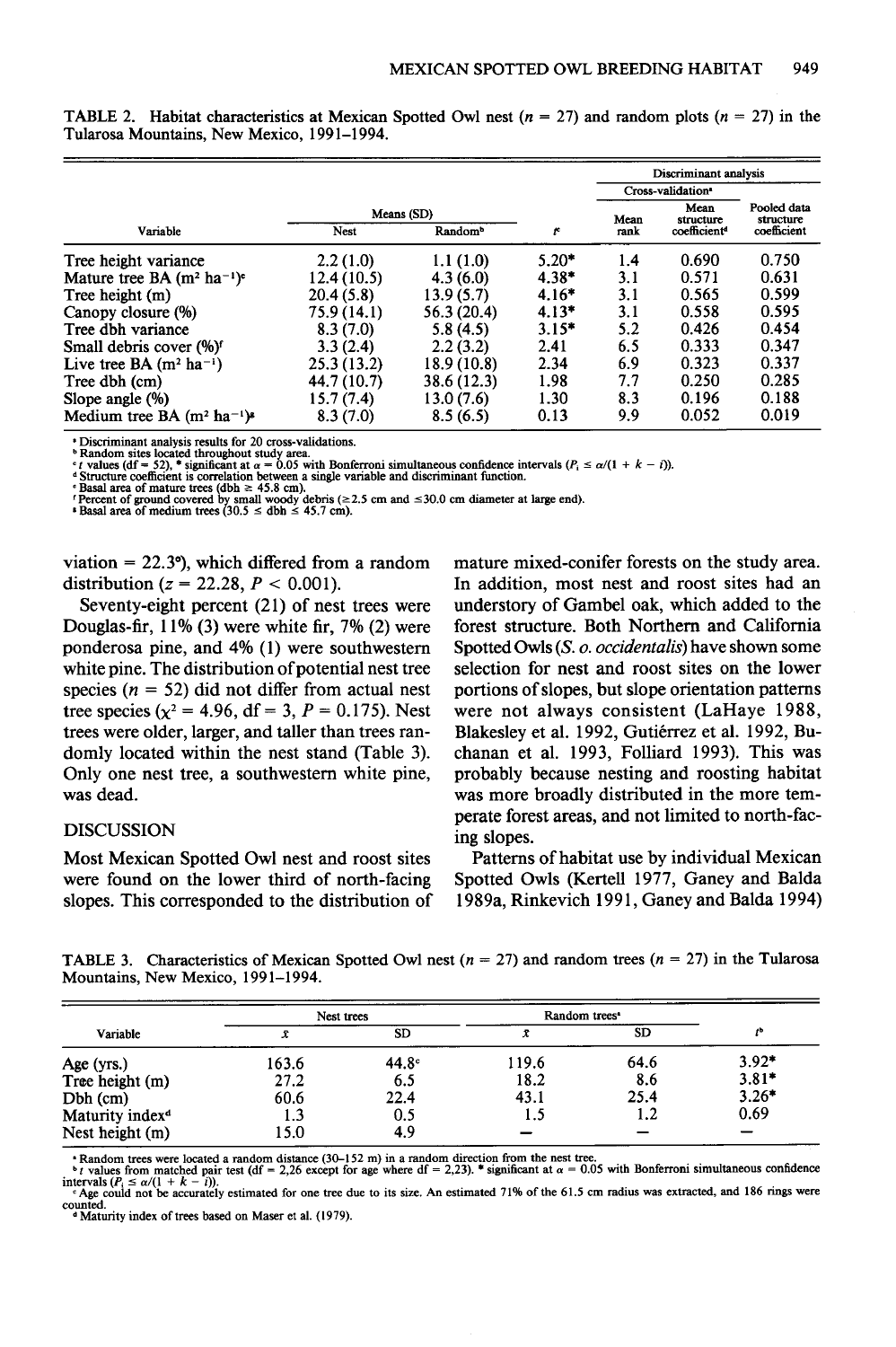TABLE 2. Habitat characteristics at Mexican Spotted Owl nest ($n = 27$) and random plots ($n = 27$) in the Tularosa Mountains, New Mexico, 1991–1994.

| Variable | Means (SD) | | | Discriminant analysis | | |
|---|---|---|---|---|---|---|
| | | | | Cross-validation[a] | | |
| | Nest | Random[b] | $t$[c] | Mean rank | Mean structure coefficient[d] | Pooled data structure coefficient |
| Tree height variance | 2.2 (1.0) | 1.1 (1.0) | 5.20* | 1.4 | 0.690 | 0.750 |
| Mature tree BA ($m^2$ $ha^{-1}$)[e] | 12.4 (10.5) | 4.3 (6.0) | 4.38* | 3.1 | 0.571 | 0.631 |
| Tree height (m) | 20.4 (5.8) | 13.9 (5.7) | 4.16* | 3.1 | 0.565 | 0.599 |
| Canopy closure (%) | 75.9 (14.1) | 56.3 (20.4) | 4.13* | 3.1 | 0.558 | 0.595 |
| Tree dbh variance | 8.3 (7.0) | 5.8 (4.5) | 3.15* | 5.2 | 0.426 | 0.454 |
| Small debris cover (%)[f] | 3.3 (2.4) | 2.2 (3.2) | 2.41 | 6.5 | 0.333 | 0.347 |
| Live tree BA ($m^2$ $ha^{-1}$) | 25.3 (13.2) | 18.9 (10.8) | 2.34 | 6.9 | 0.323 | 0.337 |
| Tree dbh (cm) | 44.7 (10.7) | 38.6 (12.3) | 1.98 | 7.7 | 0.250 | 0.285 |
| Slope angle (%) | 15.7 (7.4) | 13.0 (7.6) | 1.30 | 8.3 | 0.196 | 0.188 |
| Medium tree BA ($m^2$ $ha^{-1}$)[g] | 8.3 (7.0) | 8.5 (6.5) | 0.13 | 9.9 | 0.052 | 0.019 |

[a] Discriminant analysis results for 20 cross-validations.
[b] Random sites located throughout study area.
[c] $t$ values (df = 52), * significant at $\alpha = 0.05$ with Bonferroni simultaneous confidence intervals ($P_i \leq \alpha/(1 + k - i)$).
[d] Structure coefficient is correlation between a single variable and discriminant function.
[e] Basal area of mature trees (dbh ≥ 45.8 cm).
[f] Percent of ground covered by small woody debris (≥2.5 cm and ≤30.0 cm diameter at large end).
[g] Basal area of medium trees (30.5 ≤ dbh ≤ 45.7 cm).

viation = 22.3°), which differed from a random distribution ($z = 22.28$, $P < 0.001$).

Seventy-eight percent (21) of nest trees were Douglas-fir, 11% (3) were white fir, 7% (2) were ponderosa pine, and 4% (1) were southwestern white pine. The distribution of potential nest tree species ($n = 52$) did not differ from actual nest tree species ($\chi^2 = 4.96$, df = 3, $P = 0.175$). Nest trees were older, larger, and taller than trees randomly located within the nest stand (Table 3). Only one nest tree, a southwestern white pine, was dead.

## DISCUSSION

Most Mexican Spotted Owl nest and roost sites were found on the lower third of north-facing slopes. This corresponded to the distribution of mature mixed-conifer forests on the study area. In addition, most nest and roost sites had an understory of Gambel oak, which added to the forest structure. Both Northern and California Spotted Owls (*S. o. occidentalis*) have shown some selection for nest and roost sites on the lower portions of slopes, but slope orientation patterns were not always consistent (LaHaye 1988, Blakesley et al. 1992, Gutiérrez et al. 1992, Buchanan et al. 1993, Folliard 1993). This was probably because nesting and roosting habitat was more broadly distributed in the more temperate forest areas, and not limited to north-facing slopes.

Patterns of habitat use by individual Mexican Spotted Owls (Kertell 1977, Ganey and Balda 1989a, Rinkevich 1991, Ganey and Balda 1994)

TABLE 3. Characteristics of Mexican Spotted Owl nest ($n = 27$) and random trees ($n = 27$) in the Tularosa Mountains, New Mexico, 1991–1994.

| Variable | Nest trees | | Random trees[a] | | $t$[b] |
|---|---|---|---|---|---|
| | $\bar{x}$ | SD | $\bar{x}$ | SD | |
| Age (yrs.) | 163.6 | 44.8[c] | 119.6 | 64.6 | 3.92* |
| Tree height (m) | 27.2 | 6.5 | 18.2 | 8.6 | 3.81* |
| Dbh (cm) | 60.6 | 22.4 | 43.1 | 25.4 | 3.26* |
| Maturity index[d] | 1.3 | 0.5 | 1.5 | 1.2 | 0.69 |
| Nest height (m) | 15.0 | 4.9 | — | — | — |

[a] Random trees were located a random distance (30–152 m) in a random direction from the nest tree.
[b] $t$ values from matched pair test (df = 2,26 except for age where df = 2,23). * significant at $\alpha = 0.05$ with Bonferroni simultaneous confidence intervals ($P_i \leq \alpha/(1 + k - i)$).
[c] Age could not be accurately estimated for one tree due to its size. An estimated 71% of the 61.5 cm radius was extracted, and 186 rings were counted.
[d] Maturity index of trees based on Maser et al. (1979).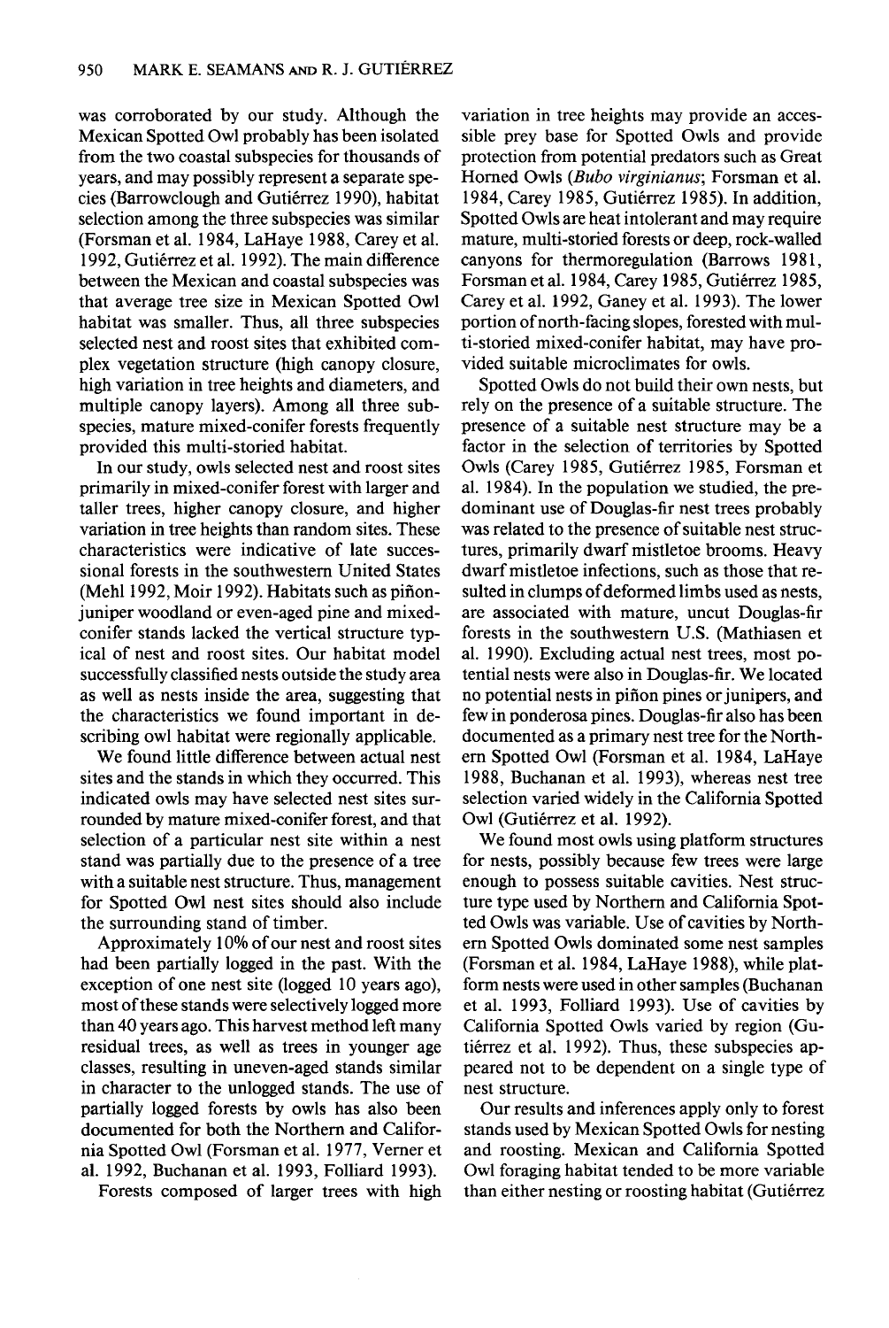was corroborated by our study. Although the Mexican Spotted Owl probably has been isolated from the two coastal subspecies for thousands of years, and may possibly represent a separate species (Barrowclough and Gutiérrez 1990), habitat selection among the three subspecies was similar (Forsman et al. 1984, LaHaye 1988, Carey et al. 1992, Gutiérrez et al. 1992). The main difference between the Mexican and coastal subspecies was that average tree size in Mexican Spotted Owl habitat was smaller. Thus, all three subspecies selected nest and roost sites that exhibited complex vegetation structure (high canopy closure, high variation in tree heights and diameters, and multiple canopy layers). Among all three subspecies, mature mixed-conifer forests frequently provided this multi-storied habitat.

In our study, owls selected nest and roost sites primarily in mixed-conifer forest with larger and taller trees, higher canopy closure, and higher variation in tree heights than random sites. These characteristics were indicative of late successional forests in the southwestern United States (Mehl 1992, Moir 1992). Habitats such as piñon-juniper woodland or even-aged pine and mixed-conifer stands lacked the vertical structure typical of nest and roost sites. Our habitat model successfully classified nests outside the study area as well as nests inside the area, suggesting that the characteristics we found important in describing owl habitat were regionally applicable.

We found little difference between actual nest sites and the stands in which they occurred. This indicated owls may have selected nest sites surrounded by mature mixed-conifer forest, and that selection of a particular nest site within a nest stand was partially due to the presence of a tree with a suitable nest structure. Thus, management for Spotted Owl nest sites should also include the surrounding stand of timber.

Approximately 10% of our nest and roost sites had been partially logged in the past. With the exception of one nest site (logged 10 years ago), most of these stands were selectively logged more than 40 years ago. This harvest method left many residual trees, as well as trees in younger age classes, resulting in uneven-aged stands similar in character to the unlogged stands. The use of partially logged forests by owls has also been documented for both the Northern and California Spotted Owl (Forsman et al. 1977, Verner et al. 1992, Buchanan et al. 1993, Folliard 1993).

Forests composed of larger trees with high variation in tree heights may provide an accessible prey base for Spotted Owls and provide protection from potential predators such as Great Horned Owls (*Bubo virginianus*; Forsman et al. 1984, Carey 1985, Gutiérrez 1985). In addition, Spotted Owls are heat intolerant and may require mature, multi-storied forests or deep, rock-walled canyons for thermoregulation (Barrows 1981, Forsman et al. 1984, Carey 1985, Gutiérrez 1985, Carey et al. 1992, Ganey et al. 1993). The lower portion of north-facing slopes, forested with multi-storied mixed-conifer habitat, may have provided suitable microclimates for owls.

Spotted Owls do not build their own nests, but rely on the presence of a suitable structure. The presence of a suitable nest structure may be a factor in the selection of territories by Spotted Owls (Carey 1985, Gutiérrez 1985, Forsman et al. 1984). In the population we studied, the predominant use of Douglas-fir nest trees probably was related to the presence of suitable nest structures, primarily dwarf mistletoe brooms. Heavy dwarf mistletoe infections, such as those that resulted in clumps of deformed limbs used as nests, are associated with mature, uncut Douglas-fir forests in the southwestern U.S. (Mathiasen et al. 1990). Excluding actual nest trees, most potential nests were also in Douglas-fir. We located no potential nests in piñon pines or junipers, and few in ponderosa pines. Douglas-fir also has been documented as a primary nest tree for the Northern Spotted Owl (Forsman et al. 1984, LaHaye 1988, Buchanan et al. 1993), whereas nest tree selection varied widely in the California Spotted Owl (Gutiérrez et al. 1992).

We found most owls using platform structures for nests, possibly because few trees were large enough to possess suitable cavities. Nest structure type used by Northern and California Spotted Owls was variable. Use of cavities by Northern Spotted Owls dominated some nest samples (Forsman et al. 1984, LaHaye 1988), while platform nests were used in other samples (Buchanan et al. 1993, Folliard 1993). Use of cavities by California Spotted Owls varied by region (Gutiérrez et al. 1992). Thus, these subspecies appeared not to be dependent on a single type of nest structure.

Our results and inferences apply only to forest stands used by Mexican Spotted Owls for nesting and roosting. Mexican and California Spotted Owl foraging habitat tended to be more variable than either nesting or roosting habitat (Gutiérrez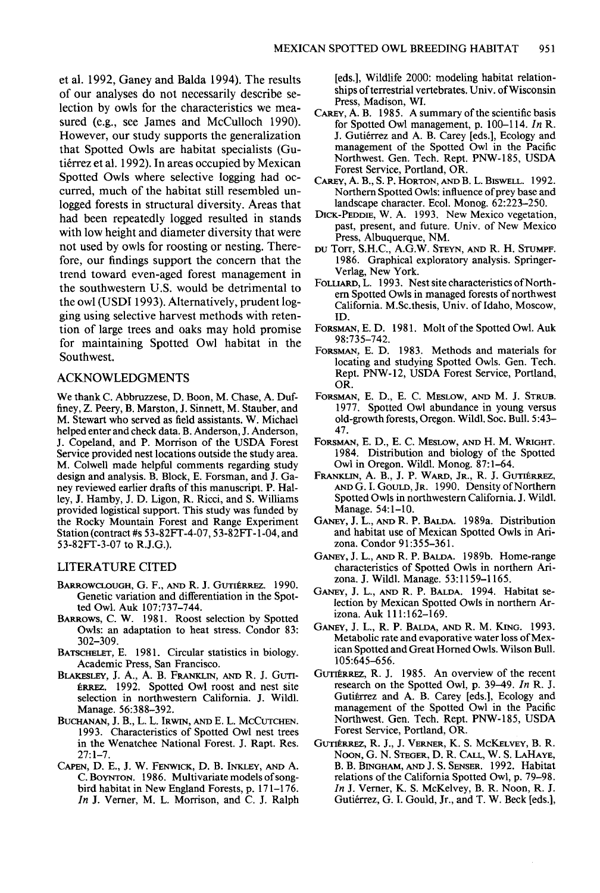et al. 1992, Ganey and Balda 1994). The results of our analyses do not necessarily describe selection by owls for the characteristics we measured (e.g., see James and McCulloch 1990). However, our study supports the generalization that Spotted Owls are habitat specialists (Gutiérrez et al. 1992). In areas occupied by Mexican Spotted Owls where selective logging had occurred, much of the habitat still resembled unlogged forests in structural diversity. Areas that had been repeatedly logged resulted in stands with low height and diameter diversity that were not used by owls for roosting or nesting. Therefore, our findings support the concern that the trend toward even-aged forest management in the southwestern U.S. would be detrimental to the owl (USDI 1993). Alternatively, prudent logging using selective harvest methods with retention of large trees and oaks may hold promise for maintaining Spotted Owl habitat in the Southwest.

## ACKNOWLEDGMENTS

We thank C. Abbruzzese, D. Boon, M. Chase, A. Duffiney, Z. Peery, B. Marston, J. Sinnett, M. Stauber, and M. Stewart who served as field assistants. W. Michael helped enter and check data. B. Anderson, J. Anderson, J. Copeland, and P. Morrison of the USDA Forest Service provided nest locations outside the study area. M. Colwell made helpful comments regarding study design and analysis. B. Block, E. Forsman, and J. Ganey reviewed earlier drafts of this manuscript. P. Halley, J. Hamby, J. D. Ligon, R. Ricci, and S. Williams provided logistical support. This study was funded by the Rocky Mountain Forest and Range Experiment Station (contract #s 53-82FT-4-07, 53-82FT-1-04, and 53-82FT-3-07 to R.J.G.).

## LITERATURE CITED

Barrowclough, G. F., and R. J. Gutiérrez. 1990. Genetic variation and differentiation in the Spotted Owl. Auk 107:737–744.

Barrows, C. W. 1981. Roost selection by Spotted Owls: an adaptation to heat stress. Condor 83: 302–309.

Batschelet, E. 1981. Circular statistics in biology. Academic Press, San Francisco.

Blakesley, J. A., A. B. Franklin, and R. J. Gutiérrez. 1992. Spotted Owl roost and nest site selection in northwestern California. J. Wildl. Manage. 56:388–392.

Buchanan, J. B., L. L. Irwin, and E. L. McCutchen. 1993. Characteristics of Spotted Owl nest trees in the Wenatchee National Forest. J. Rapt. Res. 27:1–7.

Capen, D. E., J. W. Fenwick, D. B. Inkley, and A. C. Boynton. 1986. Multivariate models of songbird habitat in New England Forests, p. 171–176. *In* J. Verner, M. L. Morrison, and C. J. Ralph [eds.], Wildlife 2000: modeling habitat relationships of terrestrial vertebrates. Univ. of Wisconsin Press, Madison, WI.

Carey, A. B. 1985. A summary of the scientific basis for Spotted Owl management, p. 100–114. *In* R. J. Gutiérrez and A. B. Carey [eds.], Ecology and management of the Spotted Owl in the Pacific Northwest. Gen. Tech. Rept. PNW-185, USDA Forest Service, Portland, OR.

Carey, A. B., S. P. Horton, and B. L. Biswell. 1992. Northern Spotted Owls: influence of prey base and landscape character. Ecol. Monog. 62:223–250.

Dick-Peddie, W. A. 1993. New Mexico vegetation, past, present, and future. Univ. of New Mexico Press, Albuquerque, NM.

du Toit, S.H.C., A.G.W. Steyn, and R. H. Stumpf. 1986. Graphical exploratory analysis. Springer-Verlag, New York.

Folliard, L. 1993. Nest site characteristics of Northern Spotted Owls in managed forests of northwest California. M.Sc.thesis, Univ. of Idaho, Moscow, ID.

Forsman, E. D. 1981. Molt of the Spotted Owl. Auk 98:735–742.

Forsman, E. D. 1983. Methods and materials for locating and studying Spotted Owls. Gen. Tech. Rept. PNW-12, USDA Forest Service, Portland, OR.

Forsman, E. D., E. C. Meslow, and M. J. Strub. 1977. Spotted Owl abundance in young versus old-growth forests, Oregon. Wildl. Soc. Bull. 5:43–47.

Forsman, E. D., E. C. Meslow, and H. M. Wright. 1984. Distribution and biology of the Spotted Owl in Oregon. Wildl. Monog. 87:1–64.

Franklin, A. B., J. P. Ward, Jr., R. J. Gutiérrez, and G. I. Gould, Jr. 1990. Density of Northern Spotted Owls in northwestern California. J. Wildl. Manage. 54:1–10.

Ganey, J. L., and R. P. Balda. 1989a. Distribution and habitat use of Mexican Spotted Owls in Arizona. Condor 91:355–361.

Ganey, J. L., and R. P. Balda. 1989b. Home-range characteristics of Spotted Owls in northern Arizona. J. Wildl. Manage. 53:1159–1165.

Ganey, J. L., and R. P. Balda. 1994. Habitat selection by Mexican Spotted Owls in northern Arizona. Auk 111:162–169.

Ganey, J. L., R. P. Balda, and R. M. King. 1993. Metabolic rate and evaporative water loss of Mexican Spotted and Great Horned Owls. Wilson Bull. 105:645–656.

Gutiérrez, R. J. 1985. An overview of the recent research on the Spotted Owl, p. 39–49. *In* R. J. Gutiérrez and A. B. Carey [eds.], Ecology and management of the Spotted Owl in the Pacific Northwest. Gen. Tech. Rept. PNW-185, USDA Forest Service, Portland, OR.

Gutiérrez, R. J., J. Verner, K. S. McKelvey, B. R. Noon, G. N. Steger, D. R. Call, W. S. LaHaye, B. B. Bingham, and J. S. Senser. 1992. Habitat relations of the California Spotted Owl, p. 79–98. *In* J. Verner, K. S. McKelvey, B. R. Noon, R. J. Gutiérrez, G. I. Gould, Jr., and T. W. Beck [eds.],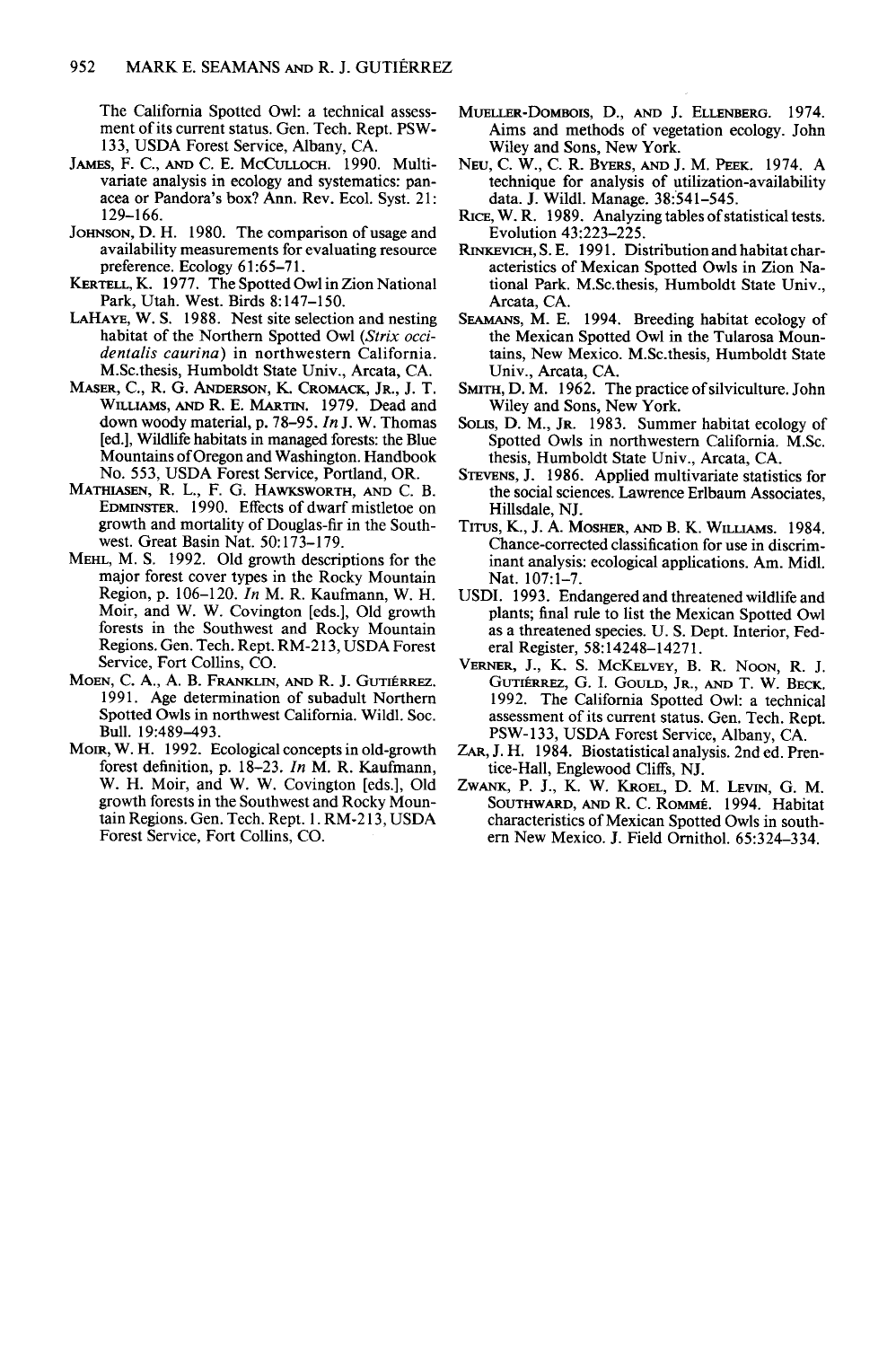The California Spotted Owl: a technical assessment of its current status. Gen. Tech. Rept. PSW-133, USDA Forest Service, Albany, CA.

JAMES, F. C., AND C. E. MCCULLOCH. 1990. Multivariate analysis in ecology and systematics: panacea or Pandora's box? Ann. Rev. Ecol. Syst. 21: 129–166.

JOHNSON, D. H. 1980. The comparison of usage and availability measurements for evaluating resource preference. Ecology 61:65–71.

KERTELL, K. 1977. The Spotted Owl in Zion National Park, Utah. West. Birds 8:147–150.

LAHAYE, W. S. 1988. Nest site selection and nesting habitat of the Northern Spotted Owl (*Strix occidentalis caurina*) in northwestern California. M.Sc.thesis, Humboldt State Univ., Arcata, CA.

MASER, C., R. G. ANDERSON, K. CROMACK, JR., J. T. WILLIAMS, AND R. E. MARTIN. 1979. Dead and down woody material, p. 78–95. *In* J. W. Thomas [ed.], Wildlife habitats in managed forests: the Blue Mountains of Oregon and Washington. Handbook No. 553, USDA Forest Service, Portland, OR.

MATHIASEN, R. L., F. G. HAWKSWORTH, AND C. B. EDMINSTER. 1990. Effects of dwarf mistletoe on growth and mortality of Douglas-fir in the Southwest. Great Basin Nat. 50:173–179.

MEHL, M. S. 1992. Old growth descriptions for the major forest cover types in the Rocky Mountain Region, p. 106–120. *In* M. R. Kaufmann, W. H. Moir, and W. W. Covington [eds.], Old growth forests in the Southwest and Rocky Mountain Regions. Gen. Tech. Rept. RM-213, USDA Forest Service, Fort Collins, CO.

MOEN, C. A., A. B. FRANKLIN, AND R. J. GUTIÉRREZ. 1991. Age determination of subadult Northern Spotted Owls in northwest California. Wildl. Soc. Bull. 19:489–493.

MOIR, W. H. 1992. Ecological concepts in old-growth forest definition, p. 18–23. *In* M. R. Kaufmann, W. H. Moir, and W. W. Covington [eds.], Old growth forests in the Southwest and Rocky Mountain Regions. Gen. Tech. Rept. 1. RM-213, USDA Forest Service, Fort Collins, CO.

MUELLER-DOMBOIS, D., AND J. ELLENBERG. 1974. Aims and methods of vegetation ecology. John Wiley and Sons, New York.

NEU, C. W., C. R. BYERS, AND J. M. PEEK. 1974. A technique for analysis of utilization-availability data. J. Wildl. Manage. 38:541–545.

RICE, W. R. 1989. Analyzing tables of statistical tests. Evolution 43:223–225.

RINKEVICH, S. E. 1991. Distribution and habitat characteristics of Mexican Spotted Owls in Zion National Park. M.Sc.thesis, Humboldt State Univ., Arcata, CA.

SEAMANS, M. E. 1994. Breeding habitat ecology of the Mexican Spotted Owl in the Tularosa Mountains, New Mexico. M.Sc.thesis, Humboldt State Univ., Arcata, CA.

SMITH, D. M. 1962. The practice of silviculture. John Wiley and Sons, New York.

SOLIS, D. M., JR. 1983. Summer habitat ecology of Spotted Owls in northwestern California. M.Sc. thesis, Humboldt State Univ., Arcata, CA.

STEVENS, J. 1986. Applied multivariate statistics for the social sciences. Lawrence Erlbaum Associates, Hillsdale, NJ.

TITUS, K., J. A. MOSHER, AND B. K. WILLIAMS. 1984. Chance-corrected classification for use in discriminant analysis: ecological applications. Am. Midl. Nat. 107:1–7.

USDI. 1993. Endangered and threatened wildlife and plants; final rule to list the Mexican Spotted Owl as a threatened species. U. S. Dept. Interior, Federal Register, 58:14248–14271.

VERNER, J., K. S. MCKELVEY, B. R. NOON, R. J. GUTIÉRREZ, G. I. GOULD, JR., AND T. W. BECK. 1992. The California Spotted Owl: a technical assessment of its current status. Gen. Tech. Rept. PSW-133, USDA Forest Service, Albany, CA.

ZAR, J. H. 1984. Biostatistical analysis. 2nd ed. Prentice-Hall, Englewood Cliffs, NJ.

ZWANK, P. J., K. W. KROEL, D. M. LEVIN, G. M. SOUTHWARD, AND R. C. ROMMÉ. 1994. Habitat characteristics of Mexican Spotted Owls in southern New Mexico. J. Field Ornithol. 65:324–334.